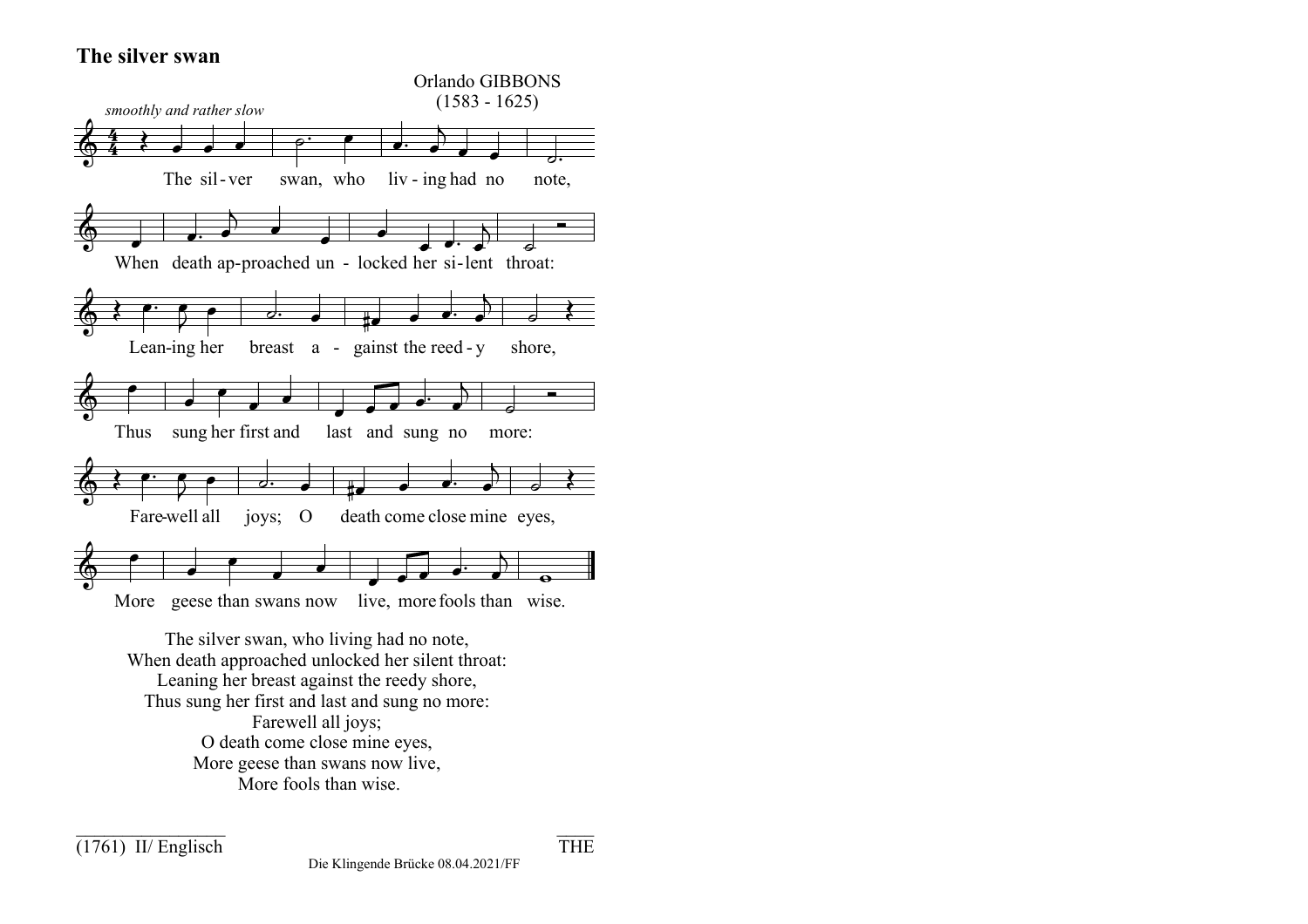# The silver swan

Orlando GIBBONS
(1583 - 1625)

*smoothly and rather slow*

The sil-ver swan, who liv-ing had no note,
When death ap-proached un-locked her si-lent throat:
Lean-ing her breast a-gainst the reed-y shore,
Thus sung her first and last and sung no more:
Fare-well all joys; O death come close mine eyes,
More geese than swans now live, more fools than wise.

The silver swan, who living had no note,
When death approached unlocked her silent throat:
Leaning her breast against the reedy shore,
Thus sung her first and last and sung no more:
Farewell all joys;
O death come close mine eyes,
More geese than swans now live,
More fools than wise.

(1761) II/ Englisch THE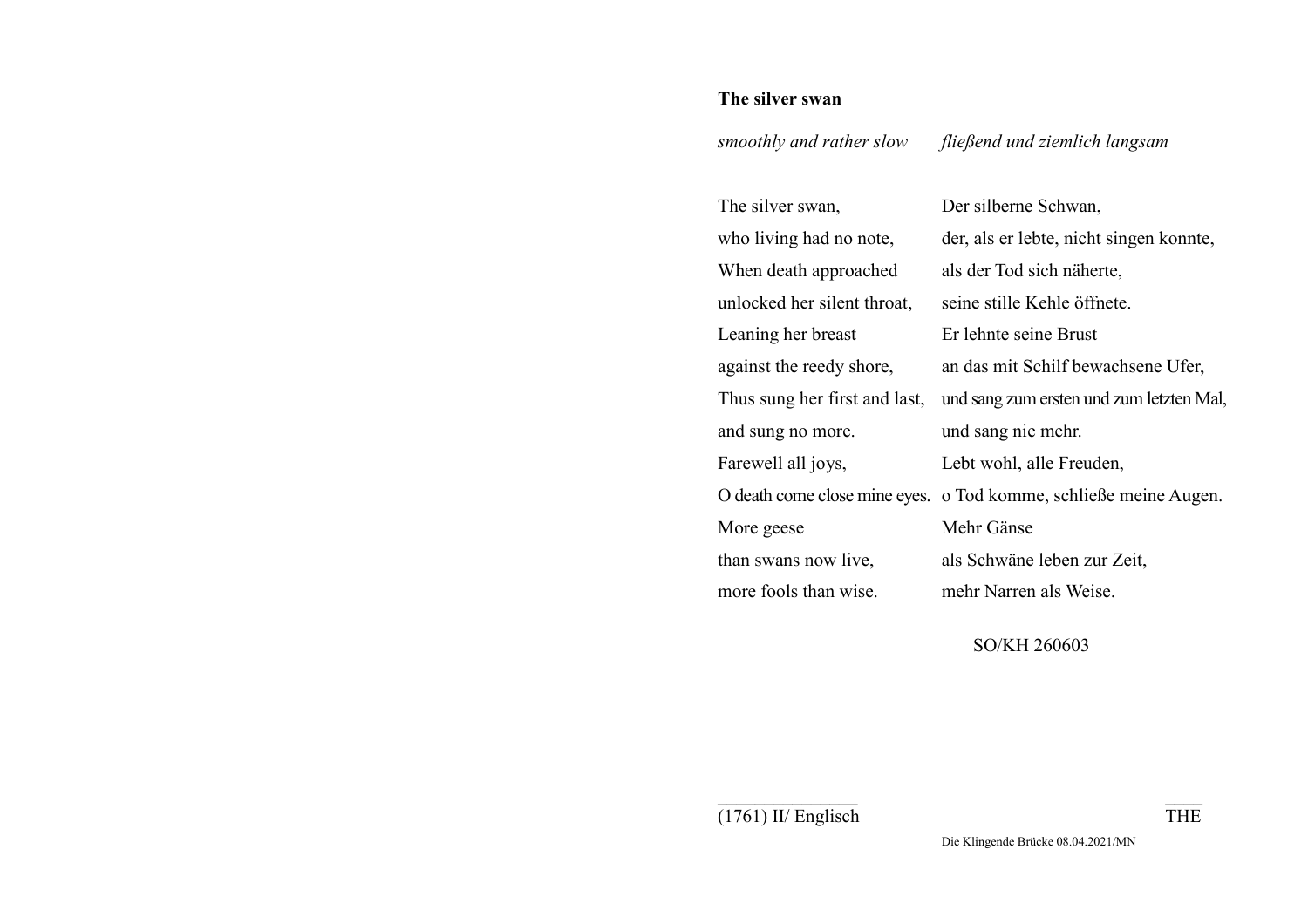**The silver swan**

| *smoothly and rather slow* | *fließend und ziemlich langsam* |
|---|---|
| The silver swan, | Der silberne Schwan, |
| who living had no note, | der, als er lebte, nicht singen konnte, |
| When death approached | als der Tod sich näherte, |
| unlocked her silent throat, | seine stille Kehle öffnete. |
| Leaning her breast | Er lehnte seine Brust |
| against the reedy shore, | an das mit Schilf bewachsene Ufer, |
| Thus sung her first and last, | und sang zum ersten und zum letzten Mal, |
| and sung no more. | und sang nie mehr. |
| Farewell all joys, | Lebt wohl, alle Freuden, |
| O death come close mine eyes. | o Tod komme, schließe meine Augen. |
| More geese | Mehr Gänse |
| than swans now live, | als Schwäne leben zur Zeit, |
| more fools than wise. | mehr Narren als Weise. |

SO/KH 260603

(1761) II/ Englisch

THE

Die Klingende Brücke 08.04.2021/MN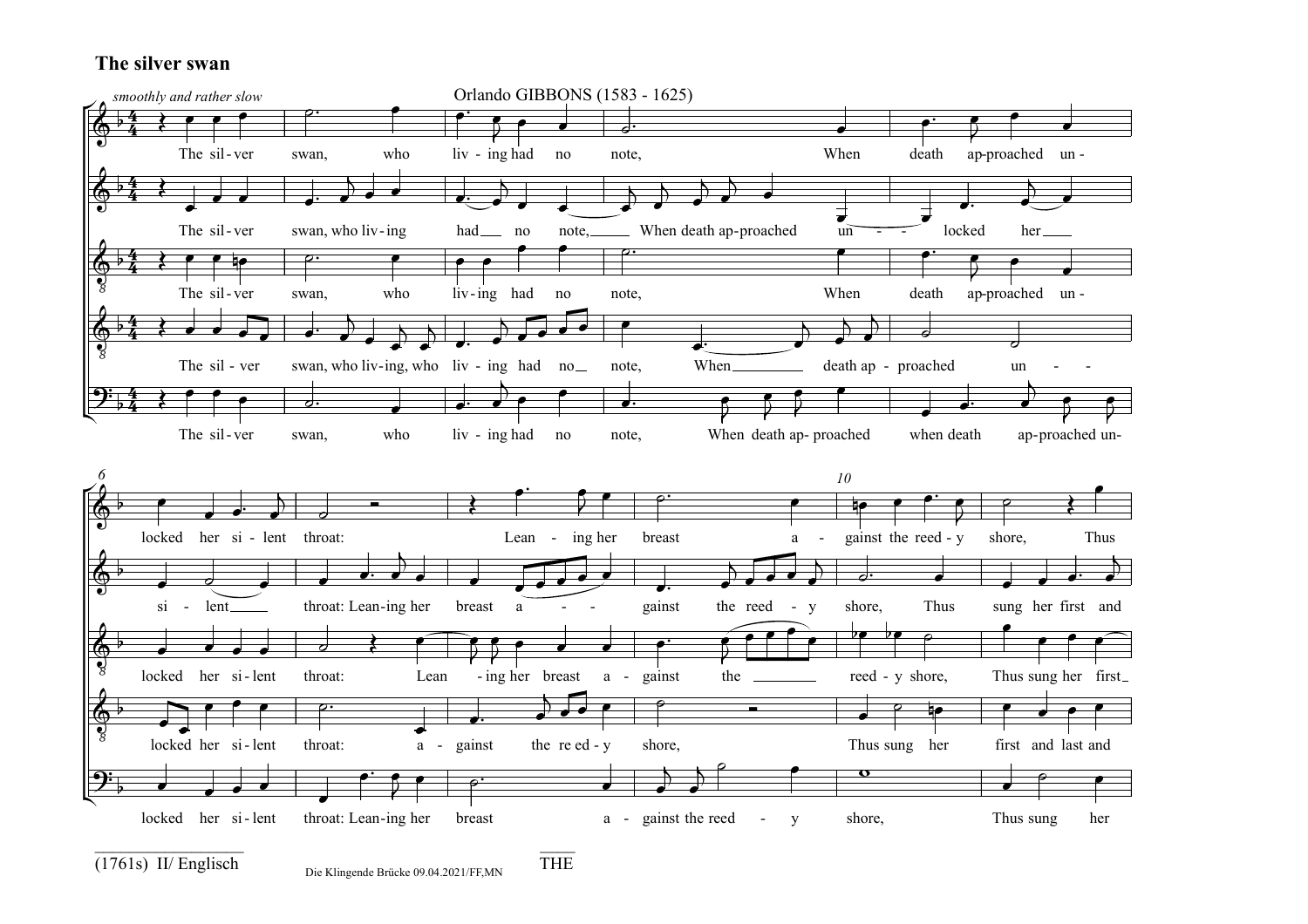## The silver swan

*smoothly and rather slow*

Orlando GIBBONS (1583 - 1625)

The sil-ver swan, who liv-ing had no note, When death ap-proached un-locked her si-lent throat: Lean-ing her breast a-gainst the reed-y shore, Thus

The sil-ver swan, who liv-ing had no note, When death ap-proached un-locked her si-lent throat: Lean-ing her breast a-gainst the reed-y shore, Thus sung her first and

The sil-ver swan, who liv-ing had no note, When death ap-proached un-locked her si-lent throat: Lean-ing her breast a-gainst the reed-y shore, Thus sung her first

The sil-ver swan, who liv-ing, who liv-ing had no note, When death ap-proached un-locked her si-lent throat: a-gainst the reed-y shore, Thus sung her first and last and

The sil-ver swan, who liv-ing had no note, When death ap-proached when death ap-proached un-locked her si-lent throat: Lean-ing her breast a-gainst the reed-y shore, Thus sung her

(1761s) II/ Englisch

Die Klingende Brücke 09.04.2021/FF,MN

THE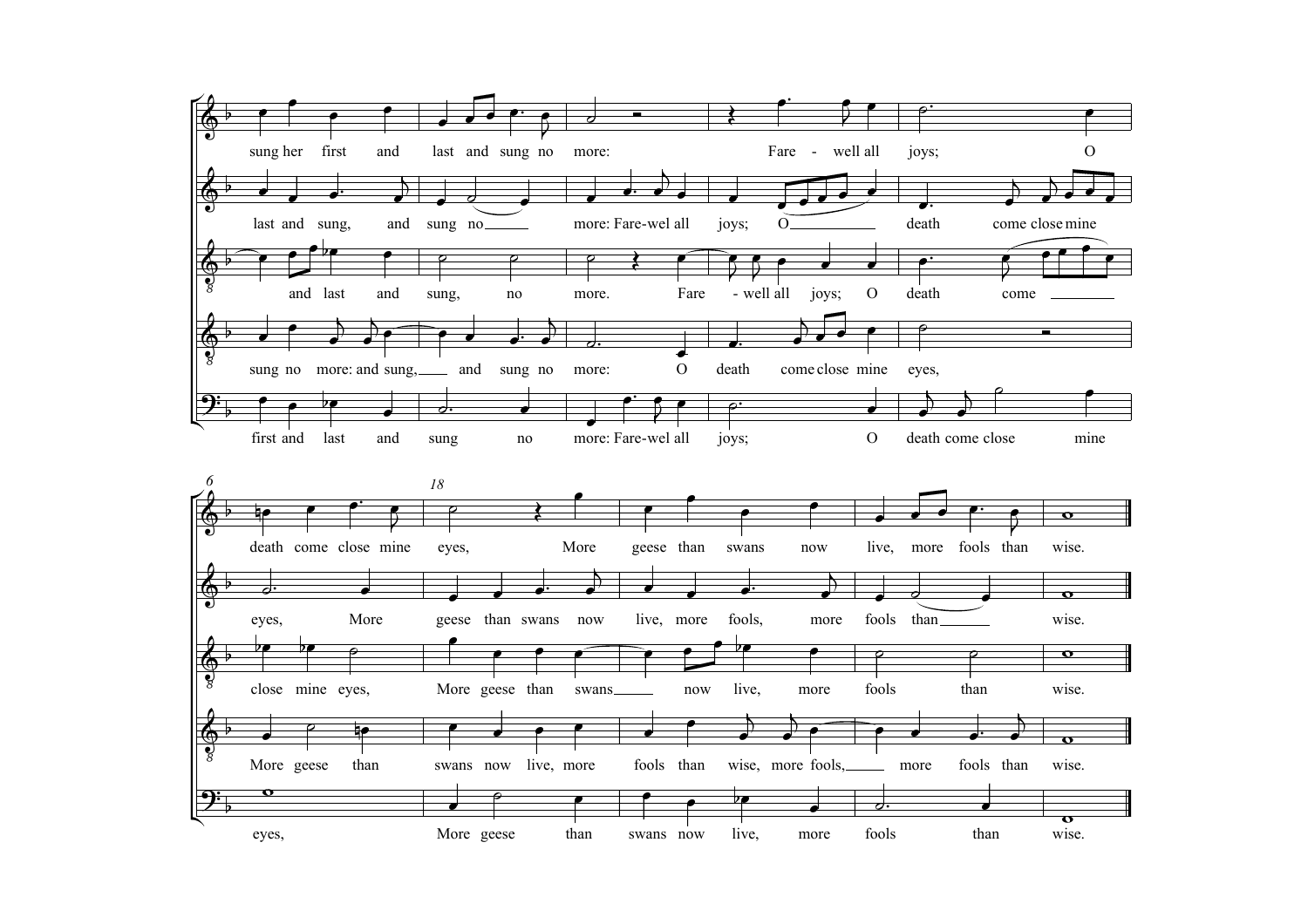sung her first and last and sung no more: Fare - well all joys; O

last and sung, and sung no more: Fare-wel all joys; O death come close mine

and last and sung, no more. Fare - well all joys; O death come

sung no more: and sung, and sung no more: O death come close mine eyes,

first and last and sung no more: Fare-wel all joys; O death come close mine

6

18

death come close mine eyes, More geese than swans now live, more fools than wise.

eyes, More geese than swans now live, more fools, more fools than wise.

close mine eyes, More geese than swans now live, more fools than wise.

More geese than swans now live, more fools than wise, more fools, more fools than wise.

eyes, More geese than swans now live, more fools than wise.